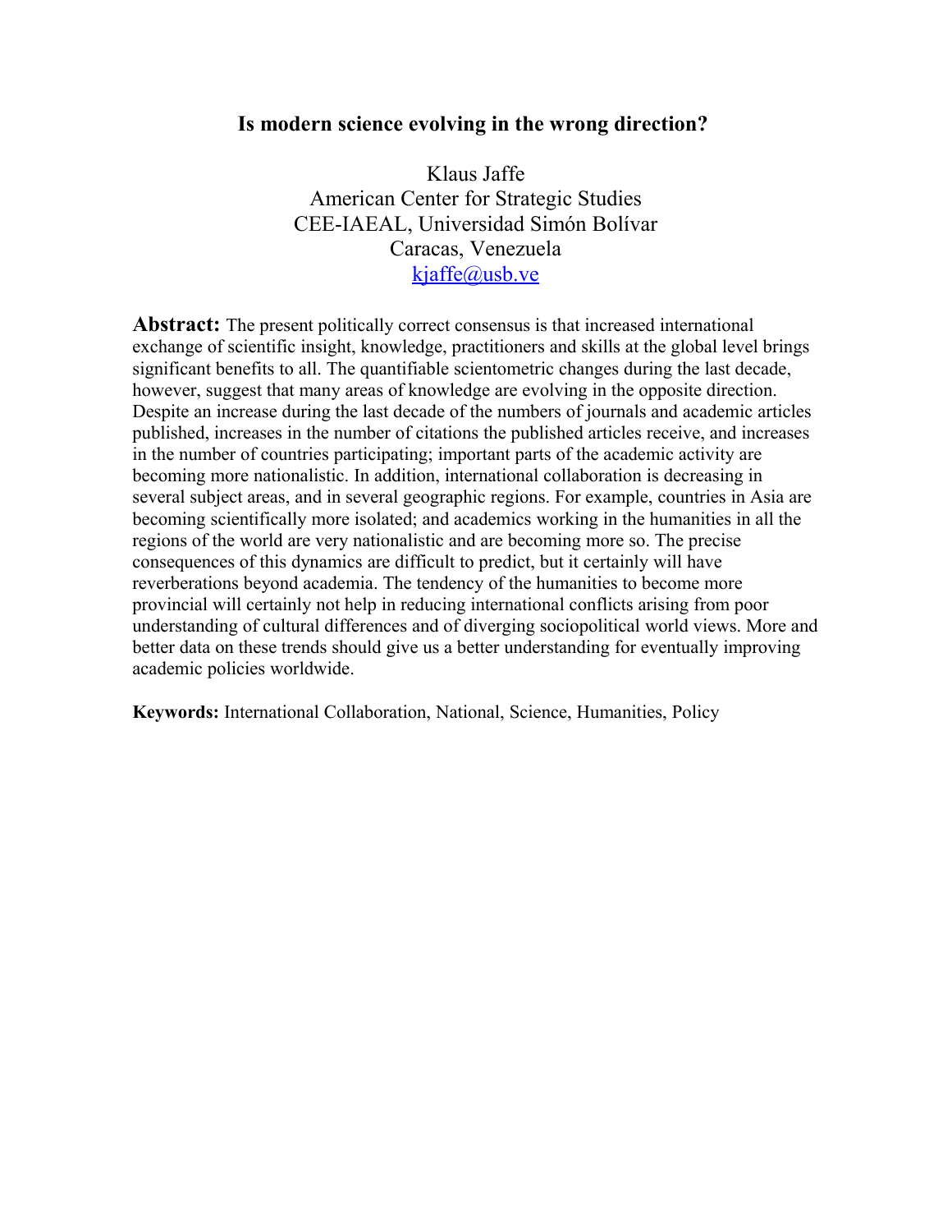# Is modern science evolving in the wrong direction?

Klaus Jaffe
American Center for Strategic Studies
CEE-IAEAL, Universidad Simón Bolívar
Caracas, Venezuela
kjaffe@usb.ve

**Abstract:** The present politically correct consensus is that increased international exchange of scientific insight, knowledge, practitioners and skills at the global level brings significant benefits to all. The quantifiable scientometric changes during the last decade, however, suggest that many areas of knowledge are evolving in the opposite direction. Despite an increase during the last decade of the numbers of journals and academic articles published, increases in the number of citations the published articles receive, and increases in the number of countries participating; important parts of the academic activity are becoming more nationalistic. In addition, international collaboration is decreasing in several subject areas, and in several geographic regions. For example, countries in Asia are becoming scientifically more isolated; and academics working in the humanities in all the regions of the world are very nationalistic and are becoming more so. The precise consequences of this dynamics are difficult to predict, but it certainly will have reverberations beyond academia. The tendency of the humanities to become more provincial will certainly not help in reducing international conflicts arising from poor understanding of cultural differences and of diverging sociopolitical world views. More and better data on these trends should give us a better understanding for eventually improving academic policies worldwide.

**Keywords:** International Collaboration, National, Science, Humanities, Policy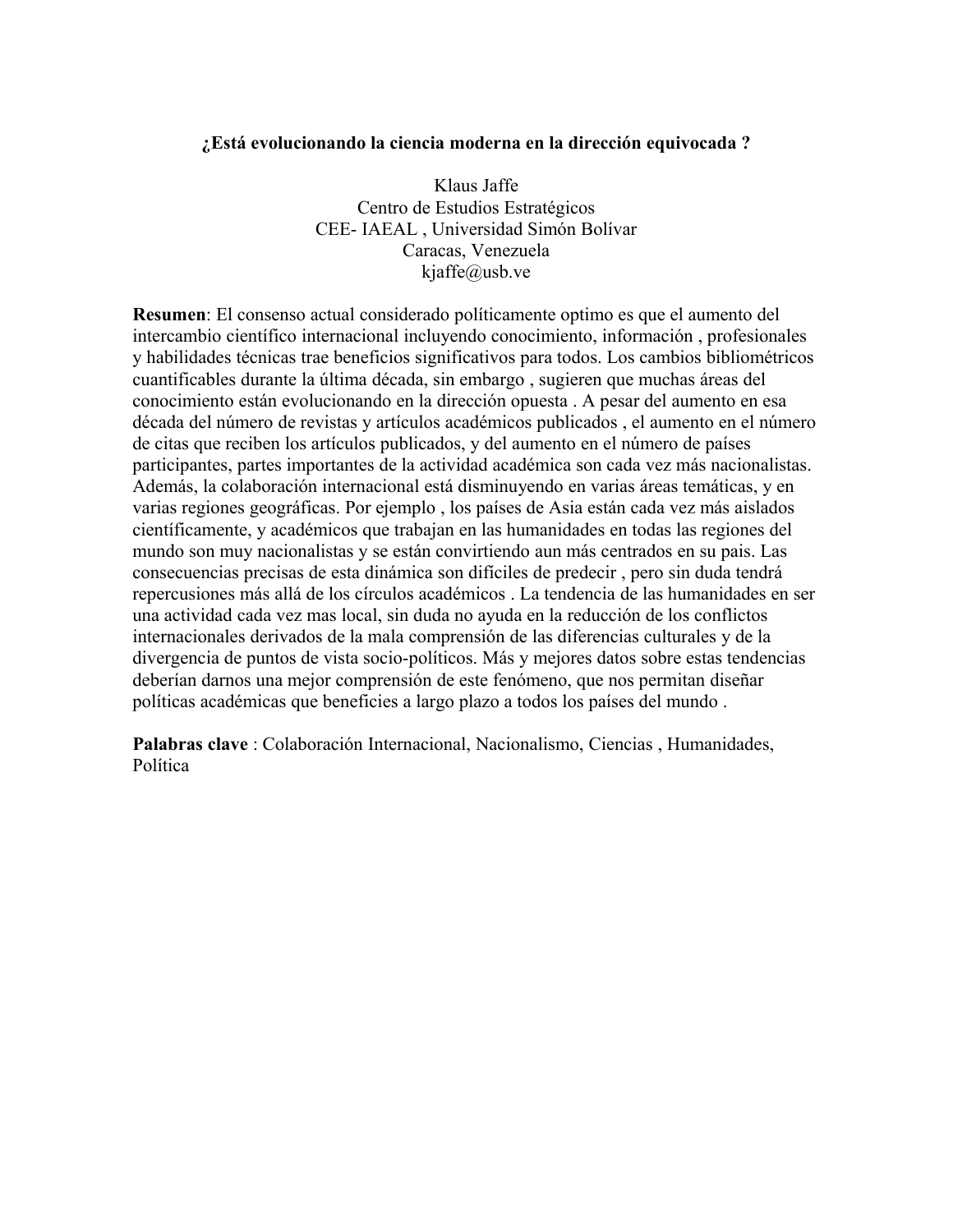# ¿Está evolucionando la ciencia moderna en la dirección equivocada ?

Klaus Jaffe
Centro de Estudios Estratégicos
CEE- IAEAL , Universidad Simón Bolívar
Caracas, Venezuela
kjaffe@usb.ve

**Resumen**: El consenso actual considerado políticamente optimo es que el aumento del intercambio científico internacional incluyendo conocimiento, información , profesionales y habilidades técnicas trae beneficios significativos para todos. Los cambios bibliométricos cuantificables durante la última década, sin embargo , sugieren que muchas áreas del conocimiento están evolucionando en la dirección opuesta . A pesar del aumento en esa década del número de revistas y artículos académicos publicados , el aumento en el número de citas que reciben los artículos publicados, y del aumento en el número de países participantes, partes importantes de la actividad académica son cada vez más nacionalistas. Además, la colaboración internacional está disminuyendo en varias áreas temáticas, y en varias regiones geográficas. Por ejemplo , los países de Asia están cada vez más aislados científicamente, y académicos que trabajan en las humanidades en todas las regiones del mundo son muy nacionalistas y se están convirtiendo aun más centrados en su pais. Las consecuencias precisas de esta dinámica son dificiles de predecir , pero sin duda tendrá repercusiones más allá de los círculos académicos . La tendencia de las humanidades en ser una actividad cada vez mas local, sin duda no ayuda en la reducción de los conflictos internacionales derivados de la mala comprensión de las diferencias culturales y de la divergencia de puntos de vista socio-políticos. Más y mejores datos sobre estas tendencias deberían darnos una mejor comprensión de este fenómeno, que nos permitan diseñar políticas académicas que beneficies a largo plazo a todos los países del mundo .

**Palabras clave** : Colaboración Internacional, Nacionalismo, Ciencias , Humanidades, Política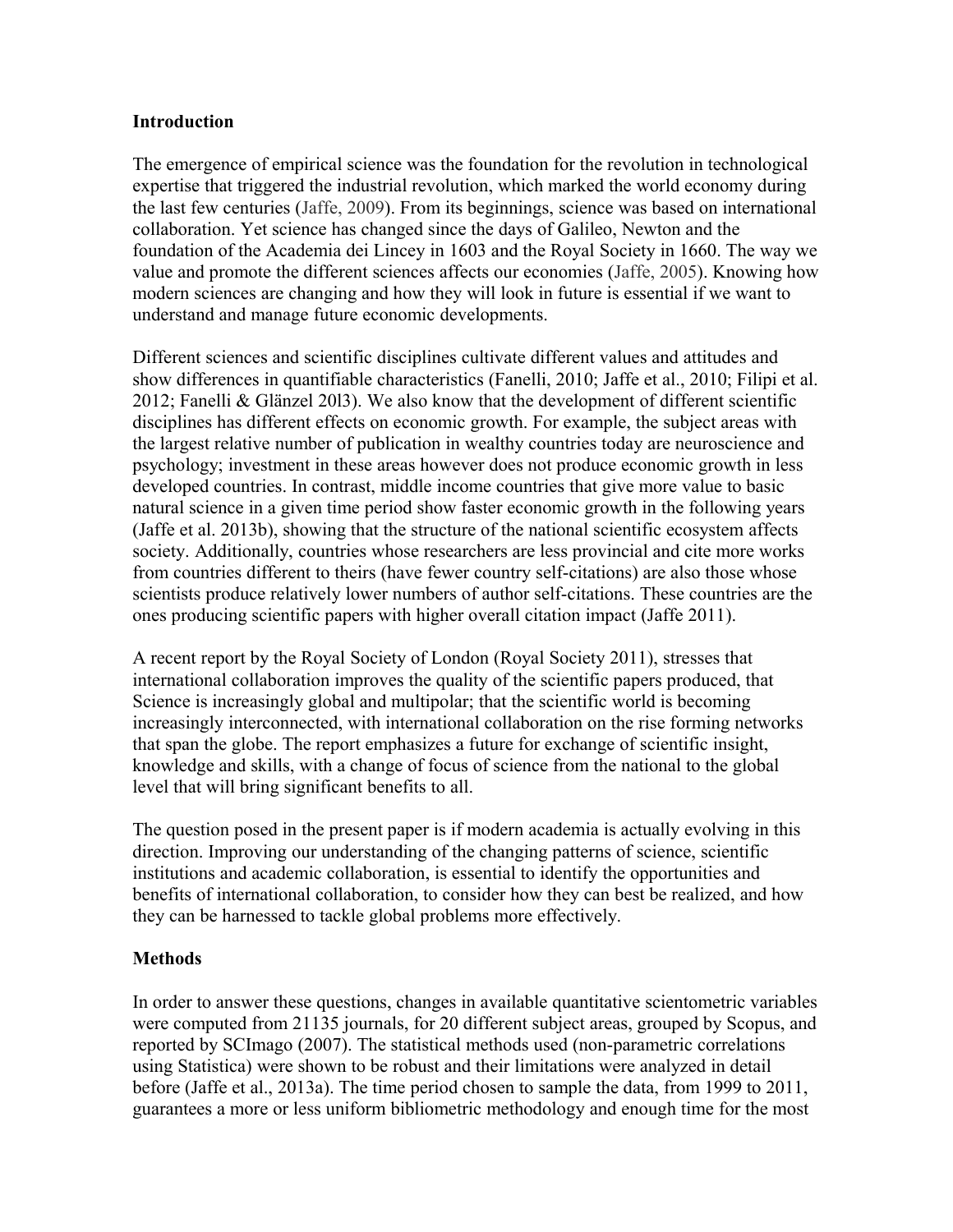**Introduction**

The emergence of empirical science was the foundation for the revolution in technological expertise that triggered the industrial revolution, which marked the world economy during the last few centuries (Jaffe, 2009). From its beginnings, science was based on international collaboration. Yet science has changed since the days of Galileo, Newton and the foundation of the Academia dei Lincey in 1603 and the Royal Society in 1660. The way we value and promote the different sciences affects our economies (Jaffe, 2005). Knowing how modern sciences are changing and how they will look in future is essential if we want to understand and manage future economic developments.

Different sciences and scientific disciplines cultivate different values and attitudes and show differences in quantifiable characteristics (Fanelli, 2010; Jaffe et al., 2010; Filipi et al. 2012; Fanelli & Glänzel 20l3). We also know that the development of different scientific disciplines has different effects on economic growth. For example, the subject areas with the largest relative number of publication in wealthy countries today are neuroscience and psychology; investment in these areas however does not produce economic growth in less developed countries. In contrast, middle income countries that give more value to basic natural science in a given time period show faster economic growth in the following years (Jaffe et al. 2013b), showing that the structure of the national scientific ecosystem affects society. Additionally, countries whose researchers are less provincial and cite more works from countries different to theirs (have fewer country self-citations) are also those whose scientists produce relatively lower numbers of author self-citations. These countries are the ones producing scientific papers with higher overall citation impact (Jaffe 2011).

A recent report by the Royal Society of London (Royal Society 2011), stresses that international collaboration improves the quality of the scientific papers produced, that Science is increasingly global and multipolar; that the scientific world is becoming increasingly interconnected, with international collaboration on the rise forming networks that span the globe. The report emphasizes a future for exchange of scientific insight, knowledge and skills, with a change of focus of science from the national to the global level that will bring significant benefits to all.

The question posed in the present paper is if modern academia is actually evolving in this direction. Improving our understanding of the changing patterns of science, scientific institutions and academic collaboration, is essential to identify the opportunities and benefits of international collaboration, to consider how they can best be realized, and how they can be harnessed to tackle global problems more effectively.

**Methods**

In order to answer these questions, changes in available quantitative scientometric variables were computed from 21135 journals, for 20 different subject areas, grouped by Scopus, and reported by SCImago (2007). The statistical methods used (non-parametric correlations using Statistica) were shown to be robust and their limitations were analyzed in detail before (Jaffe et al., 2013a). The time period chosen to sample the data, from 1999 to 2011, guarantees a more or less uniform bibliometric methodology and enough time for the most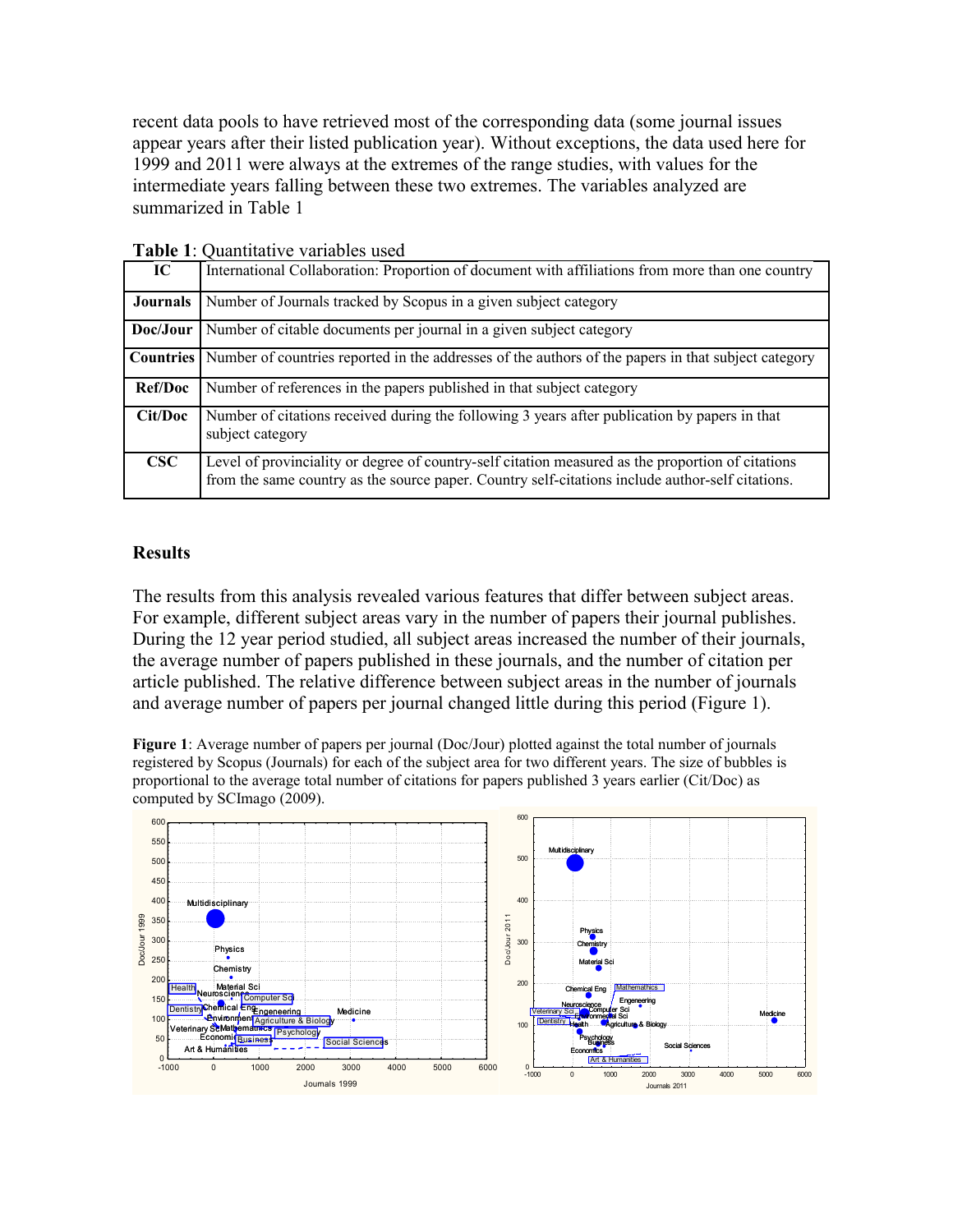recent data pools to have retrieved most of the corresponding data (some journal issues appear years after their listed publication year). Without exceptions, the data used here for 1999 and 2011 were always at the extremes of the range studies, with values for the intermediate years falling between these two extremes. The variables analyzed are summarized in Table 1

**Table 1**: Quantitative variables used

| | |
|---|---|
| **IC** | International Collaboration: Proportion of document with affiliations from more than one country |
| **Journals** | Number of Journals tracked by Scopus in a given subject category |
| **Doc/Jour** | Number of citable documents per journal in a given subject category |
| **Countries** | Number of countries reported in the addresses of the authors of the papers in that subject category |
| **Ref/Doc** | Number of references in the papers published in that subject category |
| **Cit/Doc** | Number of citations received during the following 3 years after publication by papers in that subject category |
| **CSC** | Level of provinciality or degree of country-self citation measured as the proportion of citations from the same country as the source paper. Country self-citations include author-self citations. |

## Results

The results from this analysis revealed various features that differ between subject areas. For example, different subject areas vary in the number of papers their journal publishes. During the 12 year period studied, all subject areas increased the number of their journals, the average number of papers published in these journals, and the number of citation per article published. The relative difference between subject areas in the number of journals and average number of papers per journal changed little during this period (Figure 1).

**Figure 1**: Average number of papers per journal (Doc/Jour) plotted against the total number of journals registered by Scopus (Journals) for each of the subject area for two different years. The size of bubbles is proportional to the average total number of citations for papers published 3 years earlier (Cit/Doc) as computed by SCImago (2009).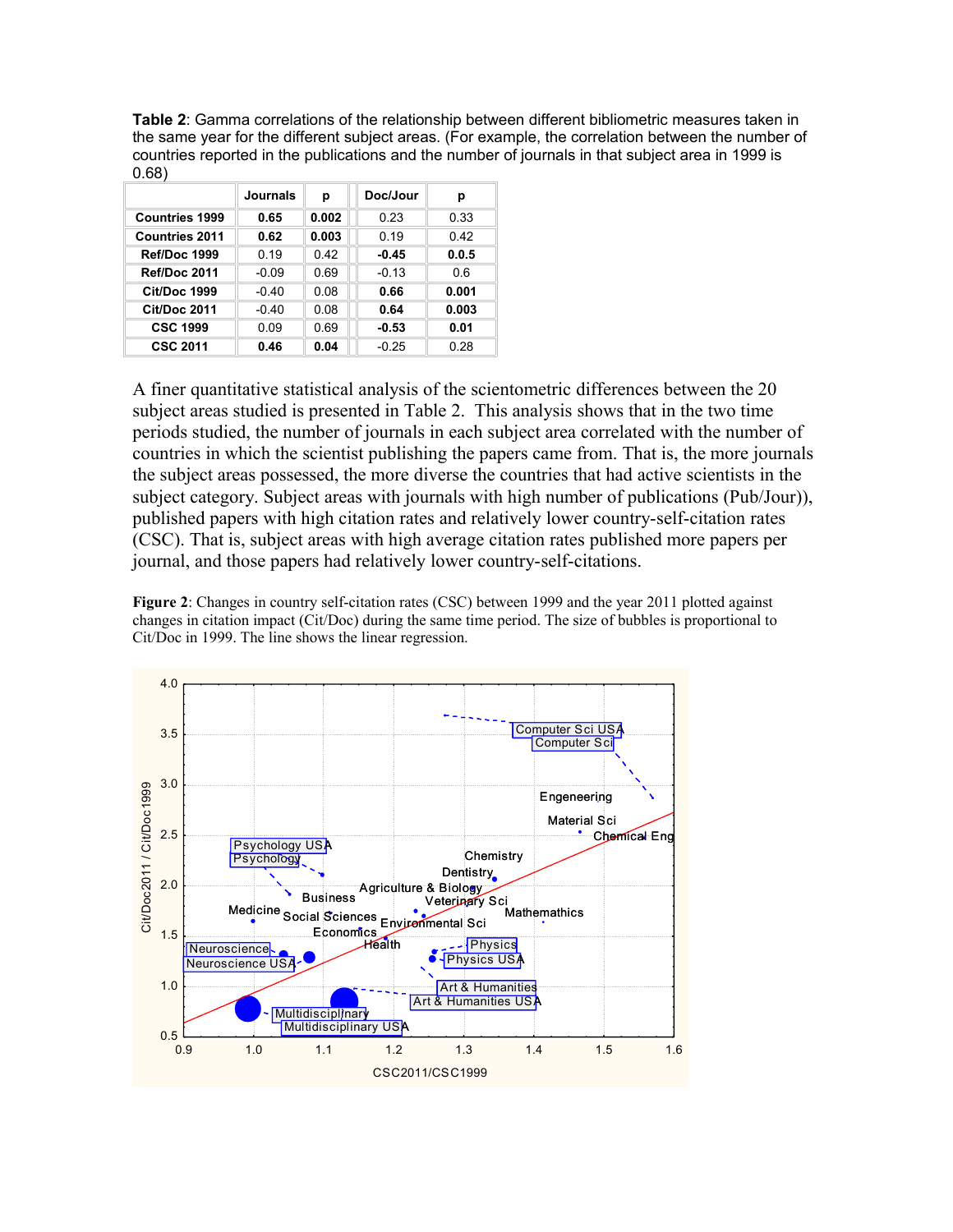**Table 2**: Gamma correlations of the relationship between different bibliometric measures taken in the same year for the different subject areas. (For example, the correlation between the number of countries reported in the publications and the number of journals in that subject area in 1999 is 0.68)

| | Journals | p | Doc/Jour | p |
|---|---|---|---|---|
| **Countries 1999** | **0.65** | **0.002** | 0.23 | 0.33 |
| **Countries 2011** | **0.62** | **0.003** | 0.19 | 0.42 |
| **Ref/Doc 1999** | 0.19 | 0.42 | **-0.45** | **0.0.5** |
| **Ref/Doc 2011** | -0.09 | 0.69 | -0.13 | 0.6 |
| **Cit/Doc 1999** | -0.40 | 0.08 | **0.66** | **0.001** |
| **Cit/Doc 2011** | -0.40 | 0.08 | **0.64** | **0.003** |
| **CSC 1999** | 0.09 | 0.69 | **-0.53** | **0.01** |
| **CSC 2011** | **0.46** | **0.04** | -0.25 | 0.28 |

A finer quantitative statistical analysis of the scientometric differences between the 20 subject areas studied is presented in Table 2. This analysis shows that in the two time periods studied, the number of journals in each subject area correlated with the number of countries in which the scientist publishing the papers came from. That is, the more journals the subject areas possessed, the more diverse the countries that had active scientists in the subject category. Subject areas with journals with high number of publications (Pub/Jour)), published papers with high citation rates and relatively lower country-self-citation rates (CSC). That is, subject areas with high average citation rates published more papers per journal, and those papers had relatively lower country-self-citations.

**Figure 2**: Changes in country self-citation rates (CSC) between 1999 and the year 2011 plotted against changes in citation impact (Cit/Doc) during the same time period. The size of bubbles is proportional to Cit/Doc in 1999. The line shows the linear regression.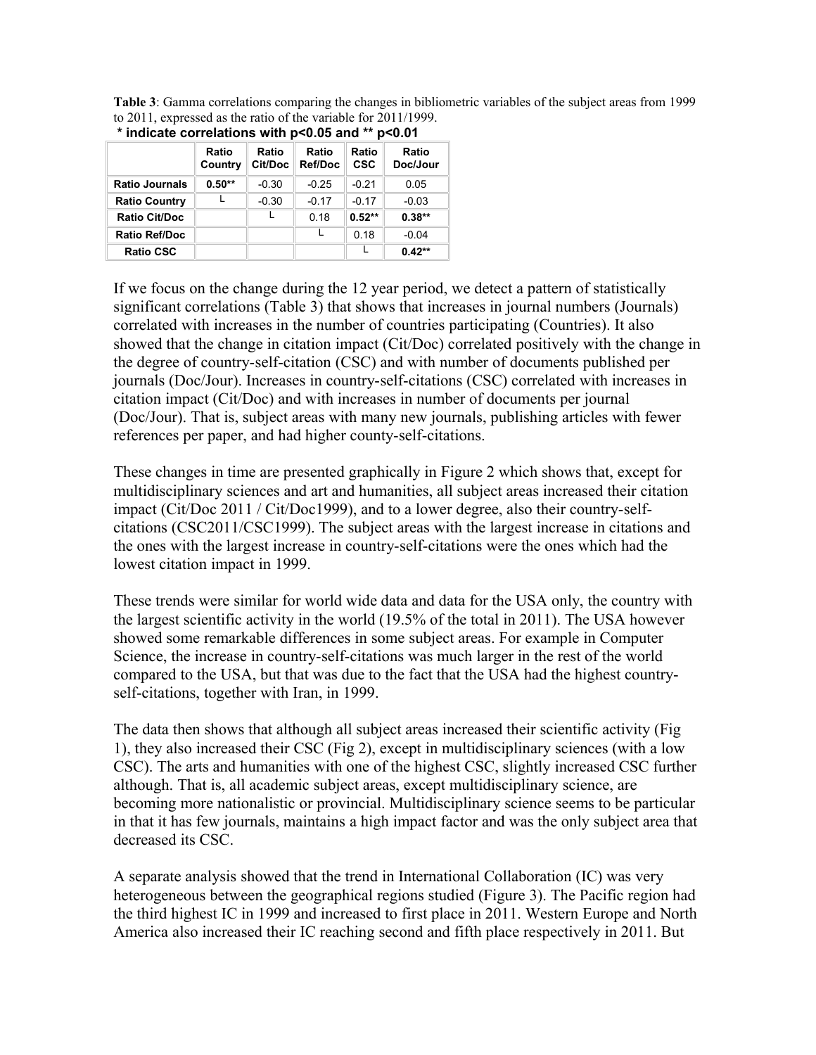**Table 3**: Gamma correlations comparing the changes in bibliometric variables of the subject areas from 1999 to 2011, expressed as the ratio of the variable for 2011/1999.

**\* indicate correlations with p<0.05 and \*\* p<0.01**

| | Ratio Country | Ratio Cit/Doc | Ratio Ref/Doc | Ratio CSC | Ratio Doc/Jour |
|---|---|---|---|---|---|
| **Ratio Journals** | **0.50\*\*** | -0.30 | -0.25 | -0.21 | 0.05 |
| **Ratio Country** | └ | -0.30 | -0.17 | -0.17 | -0.03 |
| **Ratio Cit/Doc** | | └ | 0.18 | **0.52\*\*** | **0.38\*\*** |
| **Ratio Ref/Doc** | | | └ | 0.18 | -0.04 |
| **Ratio CSC** | | | | └ | **0.42\*\*** |

If we focus on the change during the 12 year period, we detect a pattern of statistically significant correlations (Table 3) that shows that increases in journal numbers (Journals) correlated with increases in the number of countries participating (Countries). It also showed that the change in citation impact (Cit/Doc) correlated positively with the change in the degree of country-self-citation (CSC) and with number of documents published per journals (Doc/Jour). Increases in country-self-citations (CSC) correlated with increases in citation impact (Cit/Doc) and with increases in number of documents per journal (Doc/Jour). That is, subject areas with many new journals, publishing articles with fewer references per paper, and had higher county-self-citations.

These changes in time are presented graphically in Figure 2 which shows that, except for multidisciplinary sciences and art and humanities, all subject areas increased their citation impact (Cit/Doc 2011 / Cit/Doc1999), and to a lower degree, also their country-self-citations (CSC2011/CSC1999). The subject areas with the largest increase in citations and the ones with the largest increase in country-self-citations were the ones which had the lowest citation impact in 1999.

These trends were similar for world wide data and data for the USA only, the country with the largest scientific activity in the world (19.5% of the total in 2011). The USA however showed some remarkable differences in some subject areas. For example in Computer Science, the increase in country-self-citations was much larger in the rest of the world compared to the USA, but that was due to the fact that the USA had the highest country-self-citations, together with Iran, in 1999.

The data then shows that although all subject areas increased their scientific activity (Fig 1), they also increased their CSC (Fig 2), except in multidisciplinary sciences (with a low CSC). The arts and humanities with one of the highest CSC, slightly increased CSC further although. That is, all academic subject areas, except multidisciplinary science, are becoming more nationalistic or provincial. Multidisciplinary science seems to be particular in that it has few journals, maintains a high impact factor and was the only subject area that decreased its CSC.

A separate analysis showed that the trend in International Collaboration (IC) was very heterogeneous between the geographical regions studied (Figure 3). The Pacific region had the third highest IC in 1999 and increased to first place in 2011. Western Europe and North America also increased their IC reaching second and fifth place respectively in 2011. But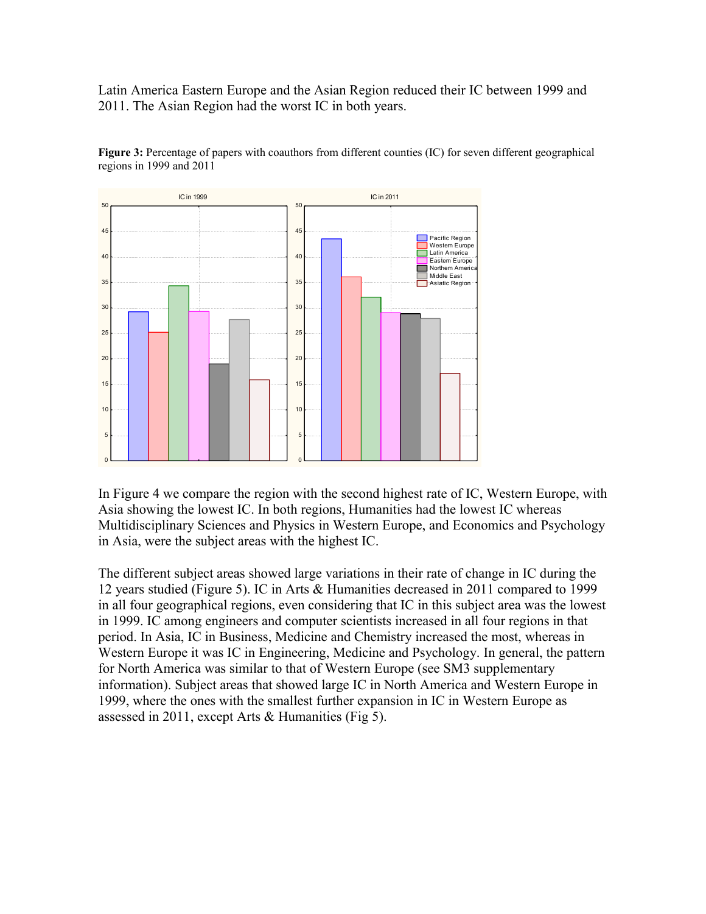Latin America Eastern Europe and the Asian Region reduced their IC between 1999 and 2011. The Asian Region had the worst IC in both years.

**Figure 3:** Percentage of papers with coauthors from different counties (IC) for seven different geographical regions in 1999 and 2011

In Figure 4 we compare the region with the second highest rate of IC, Western Europe, with Asia showing the lowest IC. In both regions, Humanities had the lowest IC whereas Multidisciplinary Sciences and Physics in Western Europe, and Economics and Psychology in Asia, were the subject areas with the highest IC.

The different subject areas showed large variations in their rate of change in IC during the 12 years studied (Figure 5). IC in Arts & Humanities decreased in 2011 compared to 1999 in all four geographical regions, even considering that IC in this subject area was the lowest in 1999. IC among engineers and computer scientists increased in all four regions in that period. In Asia, IC in Business, Medicine and Chemistry increased the most, whereas in Western Europe it was IC in Engineering, Medicine and Psychology. In general, the pattern for North America was similar to that of Western Europe (see SM3 supplementary information). Subject areas that showed large IC in North America and Western Europe in 1999, where the ones with the smallest further expansion in IC in Western Europe as assessed in 2011, except Arts & Humanities (Fig 5).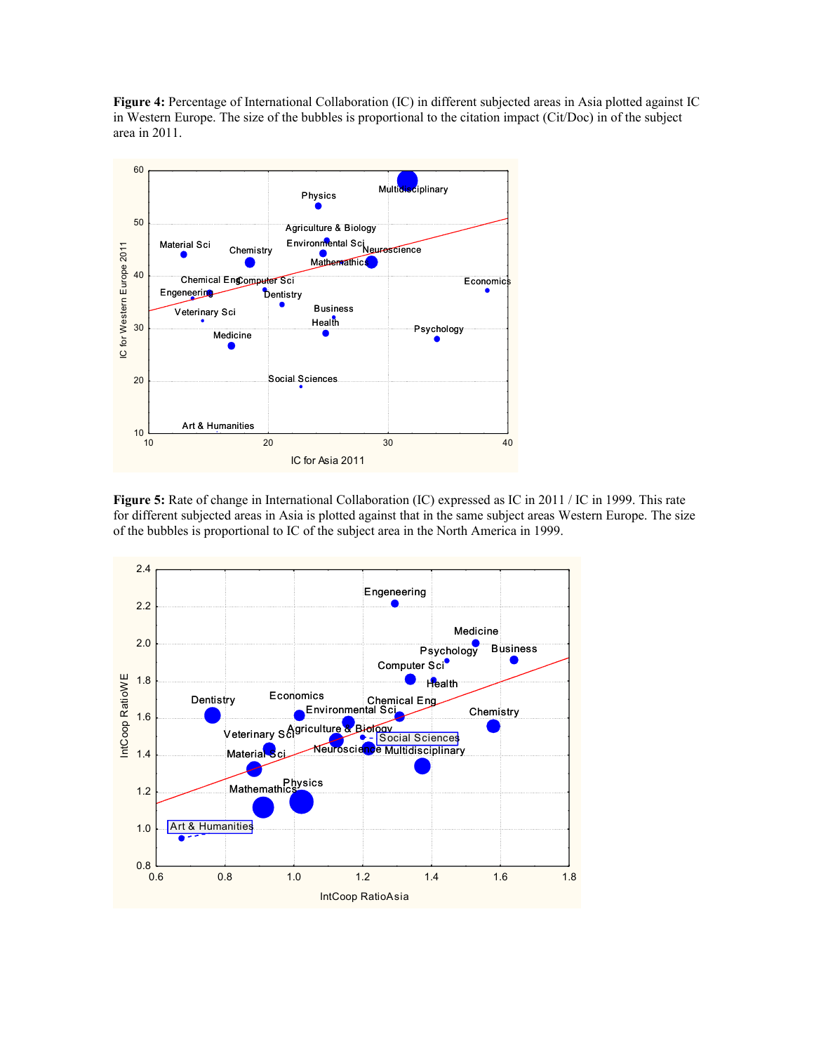**Figure 4:** Percentage of International Collaboration (IC) in different subjected areas in Asia plotted against IC in Western Europe. The size of the bubbles is proportional to the citation impact (Cit/Doc) in of the subject area in 2011.

**Figure 5:** Rate of change in International Collaboration (IC) expressed as IC in 2011 / IC in 1999. This rate for different subjected areas in Asia is plotted against that in the same subject areas Western Europe. The size of the bubbles is proportional to IC of the subject area in the North America in 1999.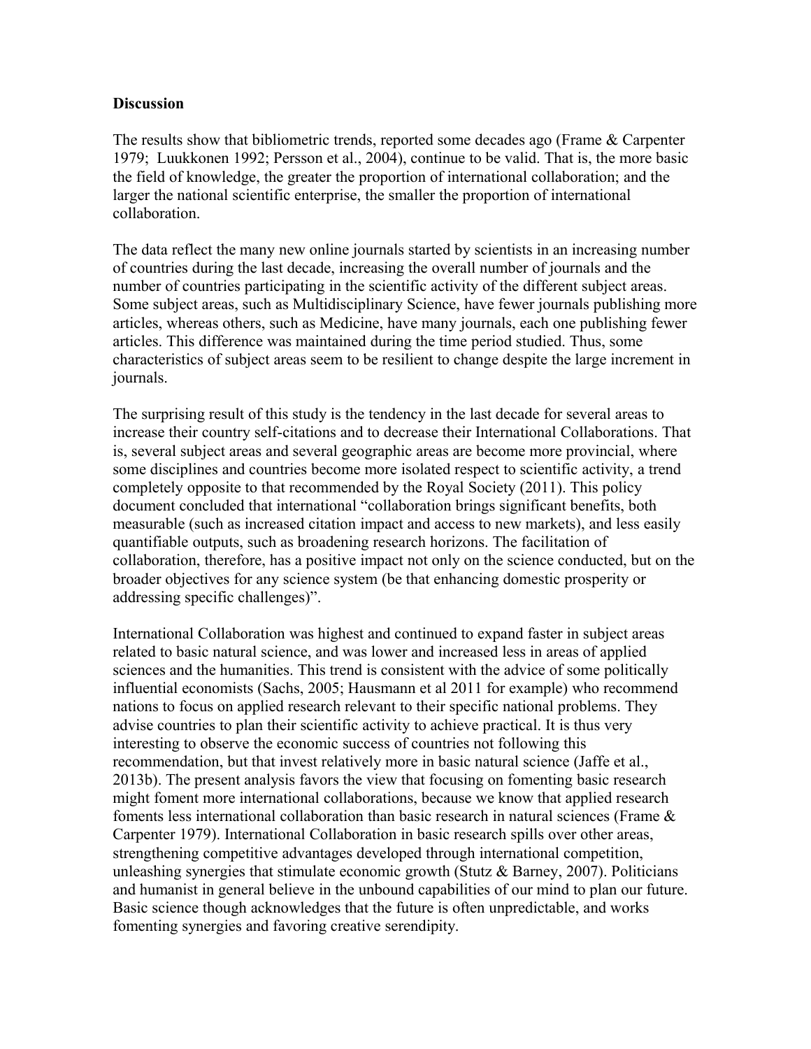**Discussion**

The results show that bibliometric trends, reported some decades ago (Frame & Carpenter 1979; Luukkonen 1992; Persson et al., 2004), continue to be valid. That is, the more basic the field of knowledge, the greater the proportion of international collaboration; and the larger the national scientific enterprise, the smaller the proportion of international collaboration.

The data reflect the many new online journals started by scientists in an increasing number of countries during the last decade, increasing the overall number of journals and the number of countries participating in the scientific activity of the different subject areas. Some subject areas, such as Multidisciplinary Science, have fewer journals publishing more articles, whereas others, such as Medicine, have many journals, each one publishing fewer articles. This difference was maintained during the time period studied. Thus, some characteristics of subject areas seem to be resilient to change despite the large increment in journals.

The surprising result of this study is the tendency in the last decade for several areas to increase their country self-citations and to decrease their International Collaborations. That is, several subject areas and several geographic areas are become more provincial, where some disciplines and countries become more isolated respect to scientific activity, a trend completely opposite to that recommended by the Royal Society (2011). This policy document concluded that international "collaboration brings significant benefits, both measurable (such as increased citation impact and access to new markets), and less easily quantifiable outputs, such as broadening research horizons. The facilitation of collaboration, therefore, has a positive impact not only on the science conducted, but on the broader objectives for any science system (be that enhancing domestic prosperity or addressing specific challenges)".

International Collaboration was highest and continued to expand faster in subject areas related to basic natural science, and was lower and increased less in areas of applied sciences and the humanities. This trend is consistent with the advice of some politically influential economists (Sachs, 2005; Hausmann et al 2011 for example) who recommend nations to focus on applied research relevant to their specific national problems. They advise countries to plan their scientific activity to achieve practical. It is thus very interesting to observe the economic success of countries not following this recommendation, but that invest relatively more in basic natural science (Jaffe et al., 2013b). The present analysis favors the view that focusing on fomenting basic research might foment more international collaborations, because we know that applied research foments less international collaboration than basic research in natural sciences (Frame & Carpenter 1979). International Collaboration in basic research spills over other areas, strengthening competitive advantages developed through international competition, unleashing synergies that stimulate economic growth (Stutz & Barney, 2007). Politicians and humanist in general believe in the unbound capabilities of our mind to plan our future. Basic science though acknowledges that the future is often unpredictable, and works fomenting synergies and favoring creative serendipity.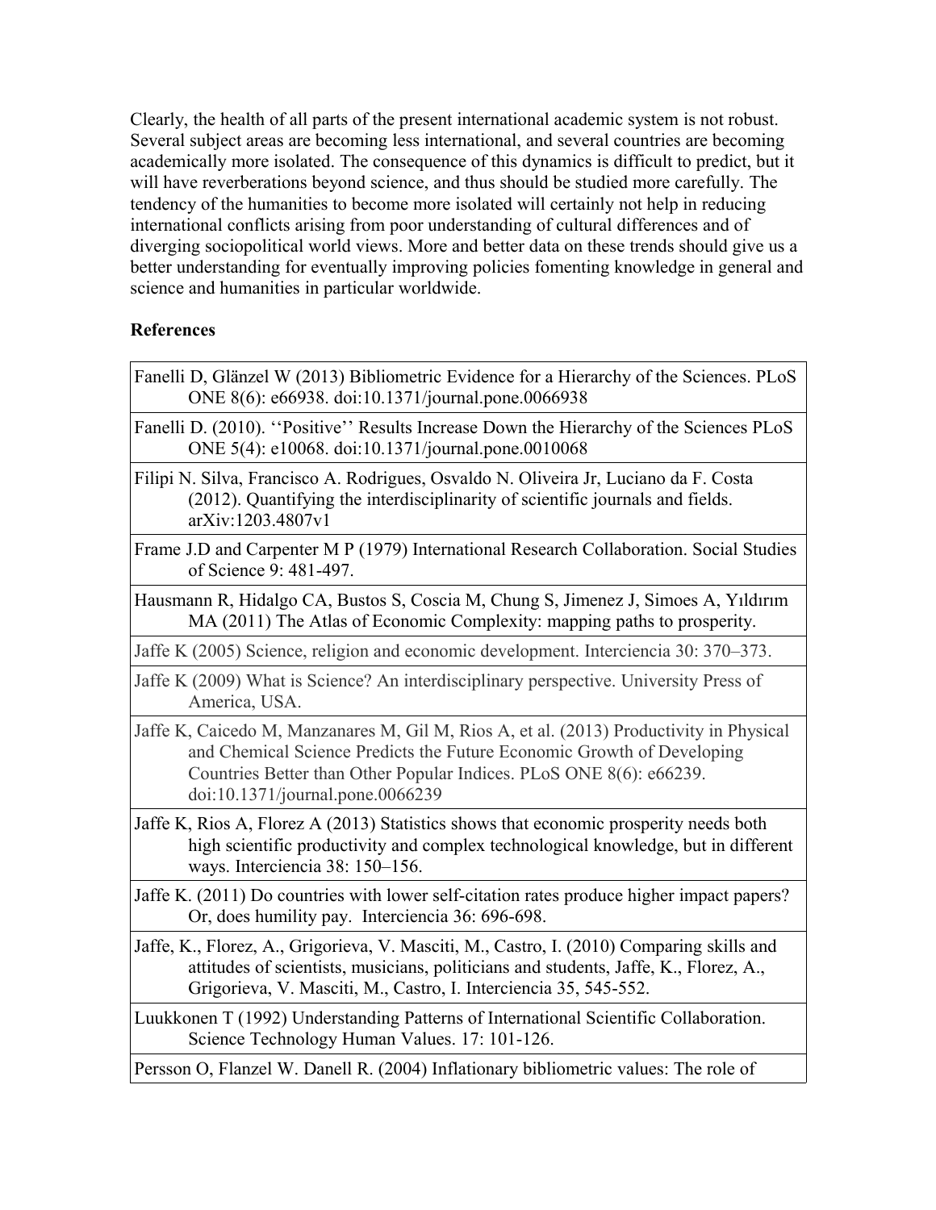Clearly, the health of all parts of the present international academic system is not robust. Several subject areas are becoming less international, and several countries are becoming academically more isolated. The consequence of this dynamics is difficult to predict, but it will have reverberations beyond science, and thus should be studied more carefully. The tendency of the humanities to become more isolated will certainly not help in reducing international conflicts arising from poor understanding of cultural differences and of diverging sociopolitical world views. More and better data on these trends should give us a better understanding for eventually improving policies fomenting knowledge in general and science and humanities in particular worldwide.

**References**

Fanelli D, Glänzel W (2013) Bibliometric Evidence for a Hierarchy of the Sciences. PLoS ONE 8(6): e66938. doi:10.1371/journal.pone.0066938

Fanelli D. (2010). ''Positive'' Results Increase Down the Hierarchy of the Sciences PLoS ONE 5(4): e10068. doi:10.1371/journal.pone.0010068

Filipi N. Silva, Francisco A. Rodrigues, Osvaldo N. Oliveira Jr, Luciano da F. Costa (2012). Quantifying the interdisciplinarity of scientific journals and fields. arXiv:1203.4807v1

Frame J.D and Carpenter M P (1979) International Research Collaboration. Social Studies of Science 9: 481-497.

Hausmann R, Hidalgo CA, Bustos S, Coscia M, Chung S, Jimenez J, Simoes A, Yıldırım MA (2011) The Atlas of Economic Complexity: mapping paths to prosperity.

Jaffe K (2005) Science, religion and economic development. Interciencia 30: 370–373.

Jaffe K (2009) What is Science? An interdisciplinary perspective. University Press of America, USA.

Jaffe K, Caicedo M, Manzanares M, Gil M, Rios A, et al. (2013) Productivity in Physical and Chemical Science Predicts the Future Economic Growth of Developing Countries Better than Other Popular Indices. PLoS ONE 8(6): e66239. doi:10.1371/journal.pone.0066239

Jaffe K, Rios A, Florez A (2013) Statistics shows that economic prosperity needs both high scientific productivity and complex technological knowledge, but in different ways. Interciencia 38: 150–156.

Jaffe K. (2011) Do countries with lower self-citation rates produce higher impact papers? Or, does humility pay. Interciencia 36: 696-698.

Jaffe, K., Florez, A., Grigorieva, V. Masciti, M., Castro, I. (2010) Comparing skills and attitudes of scientists, musicians, politicians and students, Jaffe, K., Florez, A., Grigorieva, V. Masciti, M., Castro, I. Interciencia 35, 545-552.

Luukkonen T (1992) Understanding Patterns of International Scientific Collaboration. Science Technology Human Values. 17: 101-126.

Persson O, Flanzel W. Danell R. (2004) Inflationary bibliometric values: The role of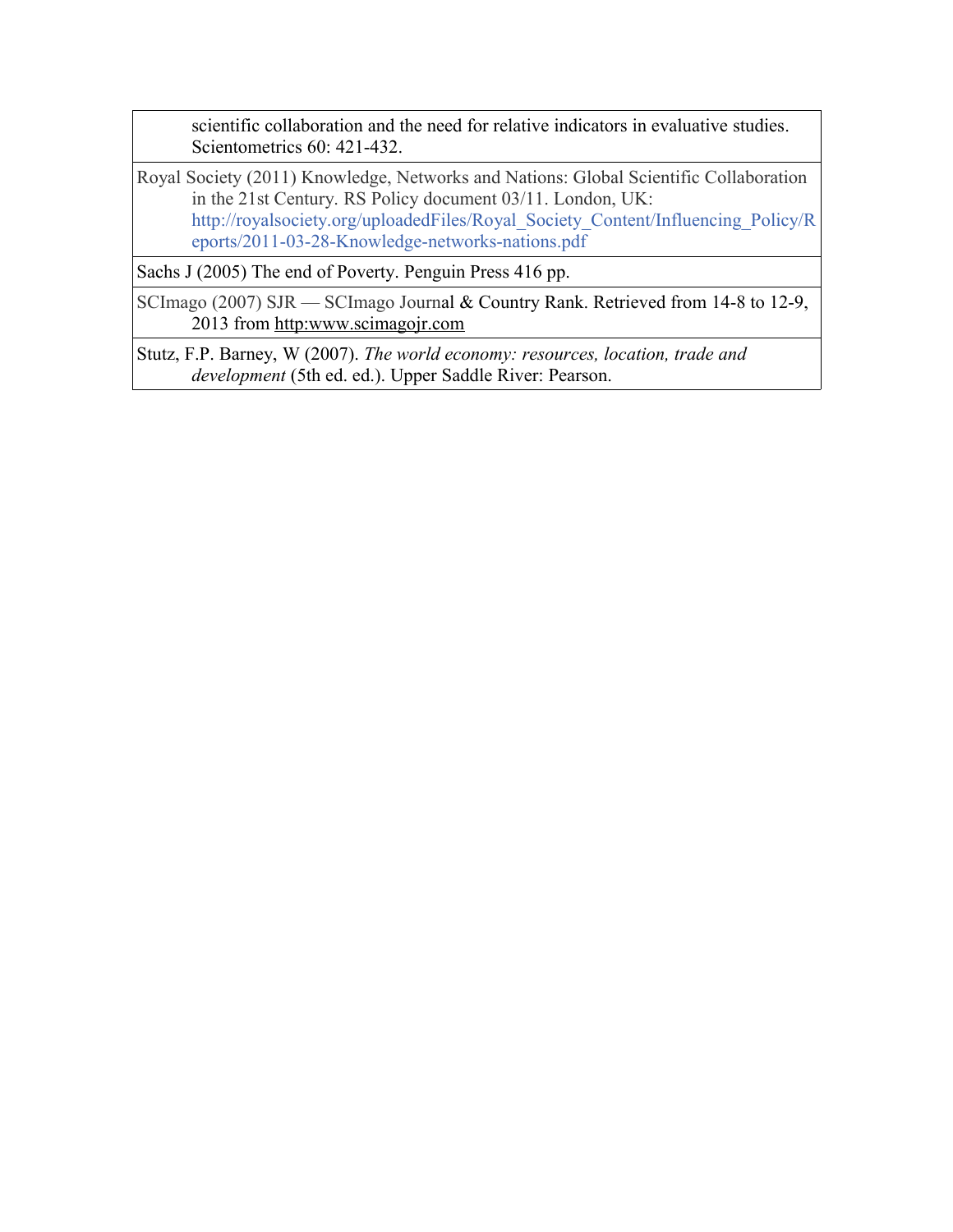scientific collaboration and the need for relative indicators in evaluative studies. Scientometrics 60: 421-432.

Royal Society (2011) Knowledge, Networks and Nations: Global Scientific Collaboration in the 21st Century. RS Policy document 03/11. London, UK: http://royalsociety.org/uploadedFiles/Royal_Society_Content/Influencing_Policy/Reports/2011-03-28-Knowledge-networks-nations.pdf

Sachs J (2005) The end of Poverty. Penguin Press 416 pp.

SCImago (2007) SJR — SCImago Journal & Country Rank. Retrieved from 14-8 to 12-9, 2013 from http:www.scimagojr.com

Stutz, F.P. Barney, W (2007). *The world economy: resources, location, trade and development* (5th ed. ed.). Upper Saddle River: Pearson.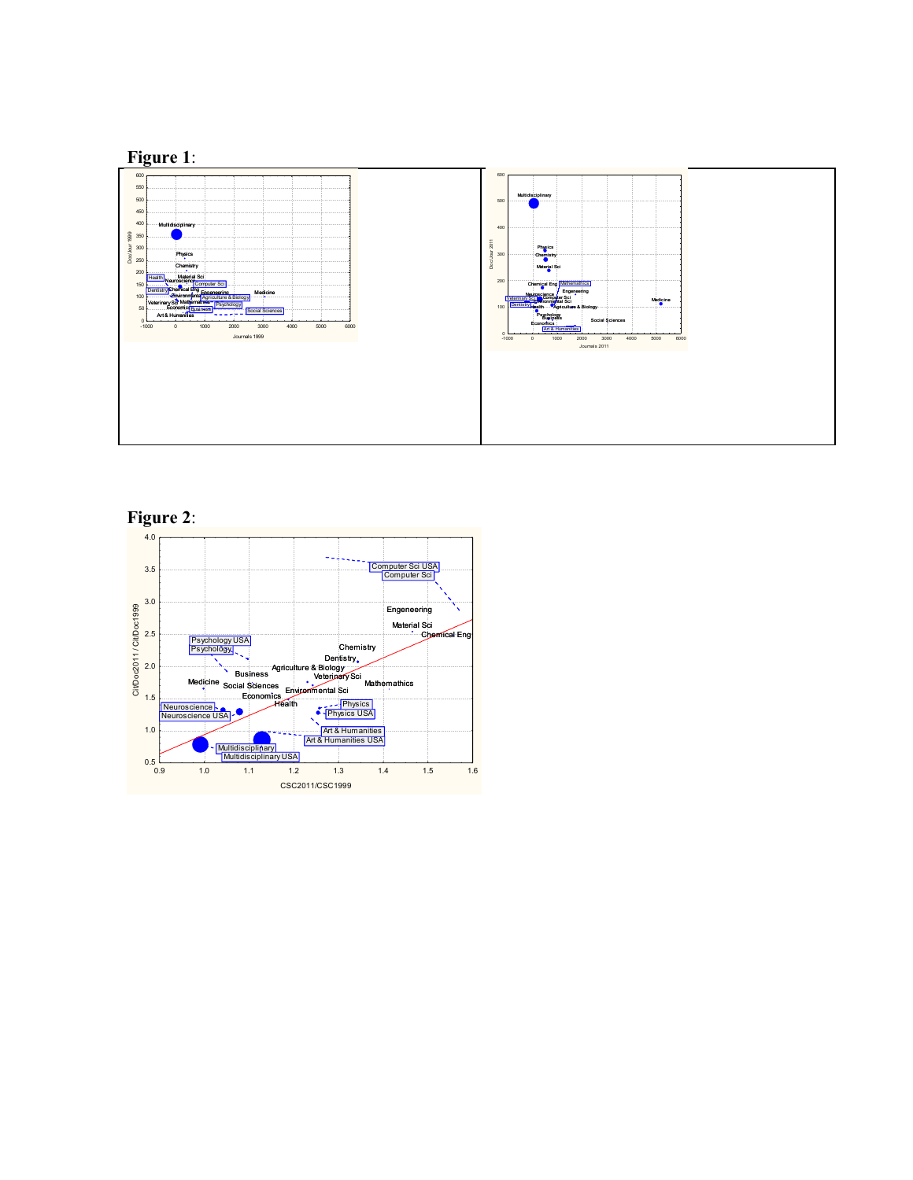**Figure 1**:

**Figure 2**: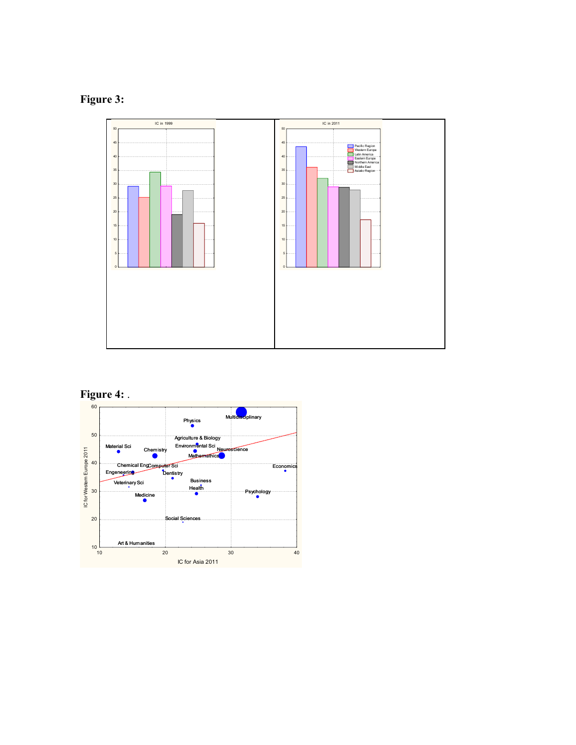**Figure 3:**

**Figure 4:** .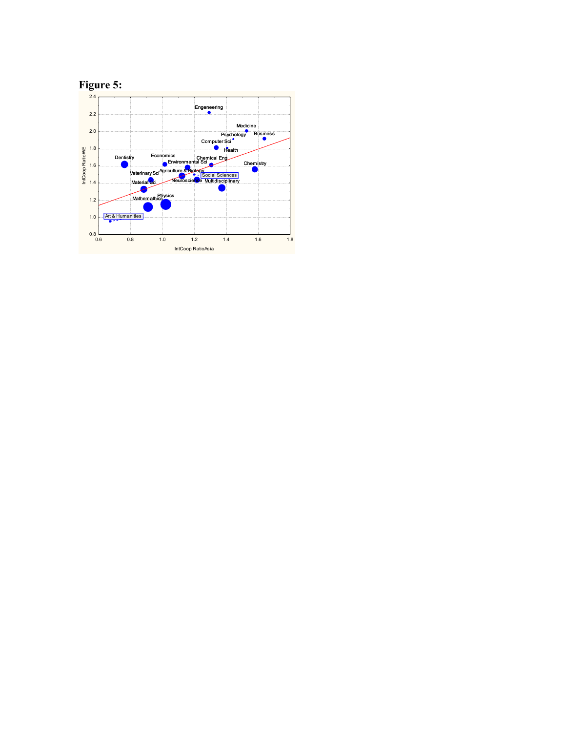**Figure 5:**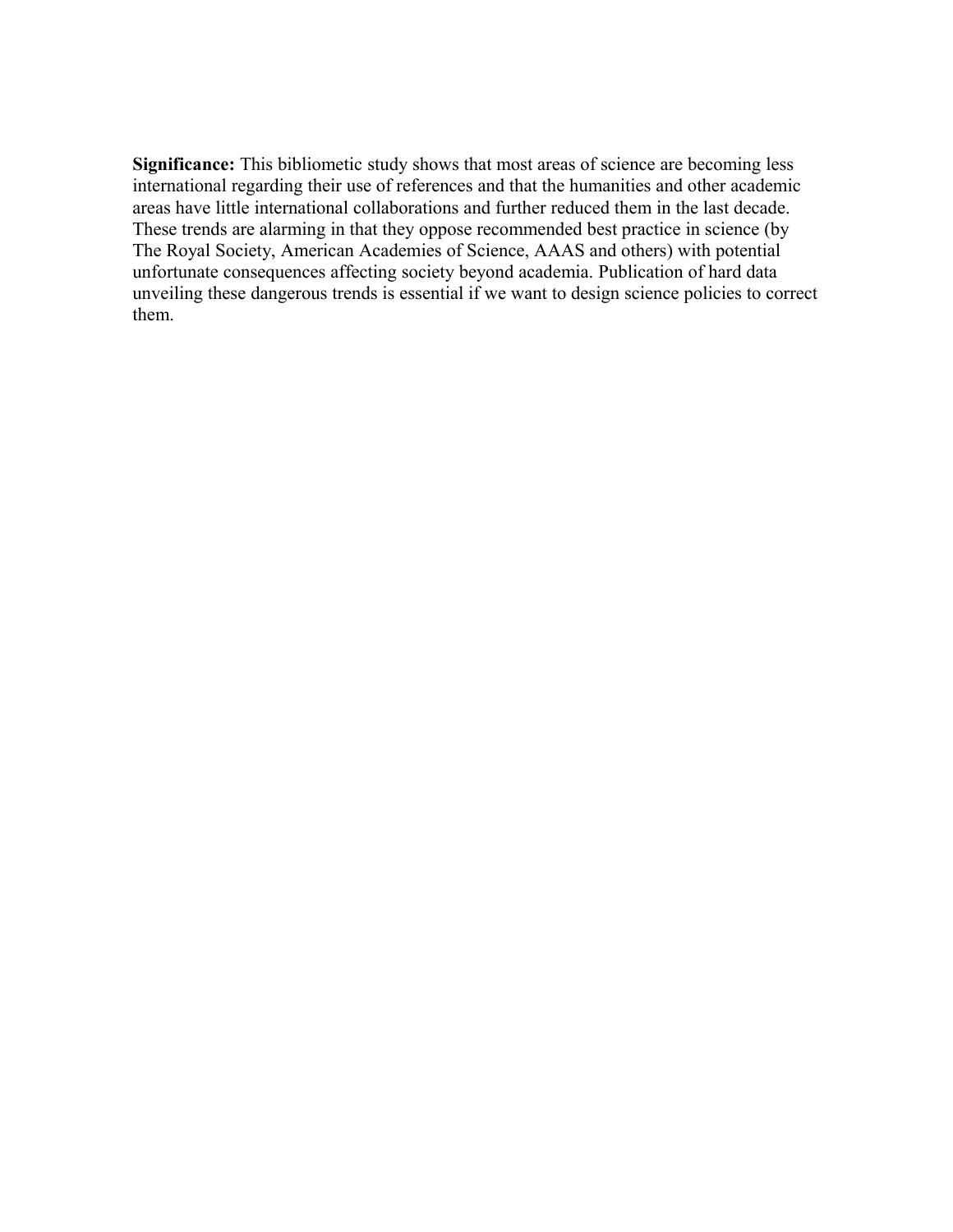**Significance:** This bibliometic study shows that most areas of science are becoming less international regarding their use of references and that the humanities and other academic areas have little international collaborations and further reduced them in the last decade. These trends are alarming in that they oppose recommended best practice in science (by The Royal Society, American Academies of Science, AAAS and others) with potential unfortunate consequences affecting society beyond academia. Publication of hard data unveiling these dangerous trends is essential if we want to design science policies to correct them.